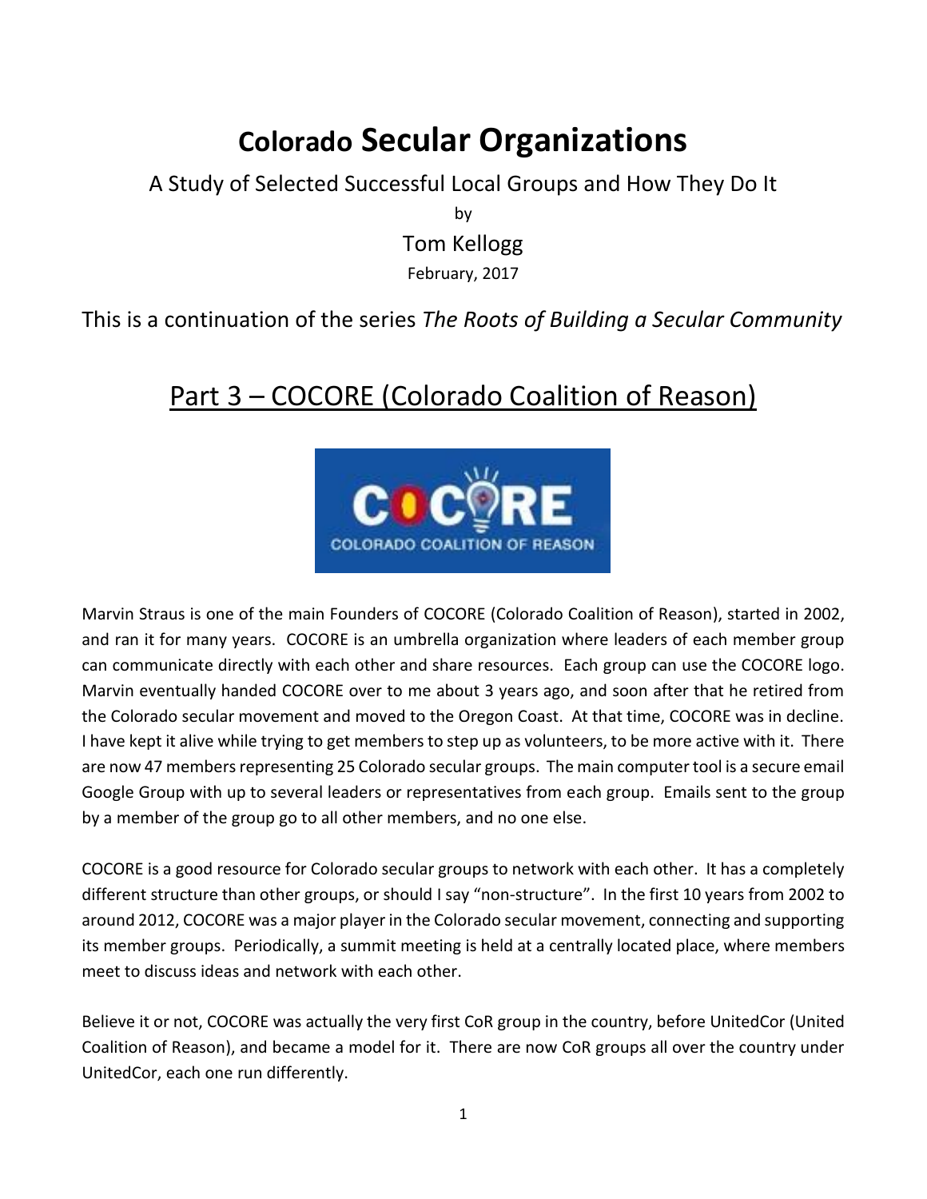# Colorado Secular Organizations

A Study of Selected Successful Local Groups and How They Do It

by

Tom Kellogg

February, 2017

This is a continuation of the series *The Roots of Building a Secular Community*

## Part 3 – COCORE (Colorado Coalition of Reason)

Marvin Straus is one of the main Founders of COCORE (Colorado Coalition of Reason), started in 2002, and ran it for many years. COCORE is an umbrella organization where leaders of each member group can communicate directly with each other and share resources. Each group can use the COCORE logo. Marvin eventually handed COCORE over to me about 3 years ago, and soon after that he retired from the Colorado secular movement and moved to the Oregon Coast. At that time, COCORE was in decline. I have kept it alive while trying to get members to step up as volunteers, to be more active with it. There are now 47 members representing 25 Colorado secular groups. The main computer tool is a secure email Google Group with up to several leaders or representatives from each group. Emails sent to the group by a member of the group go to all other members, and no one else.

COCORE is a good resource for Colorado secular groups to network with each other. It has a completely different structure than other groups, or should I say "non-structure". In the first 10 years from 2002 to around 2012, COCORE was a major player in the Colorado secular movement, connecting and supporting its member groups. Periodically, a summit meeting is held at a centrally located place, where members meet to discuss ideas and network with each other.

Believe it or not, COCORE was actually the very first CoR group in the country, before UnitedCor (United Coalition of Reason), and became a model for it. There are now CoR groups all over the country under UnitedCor, each one run differently.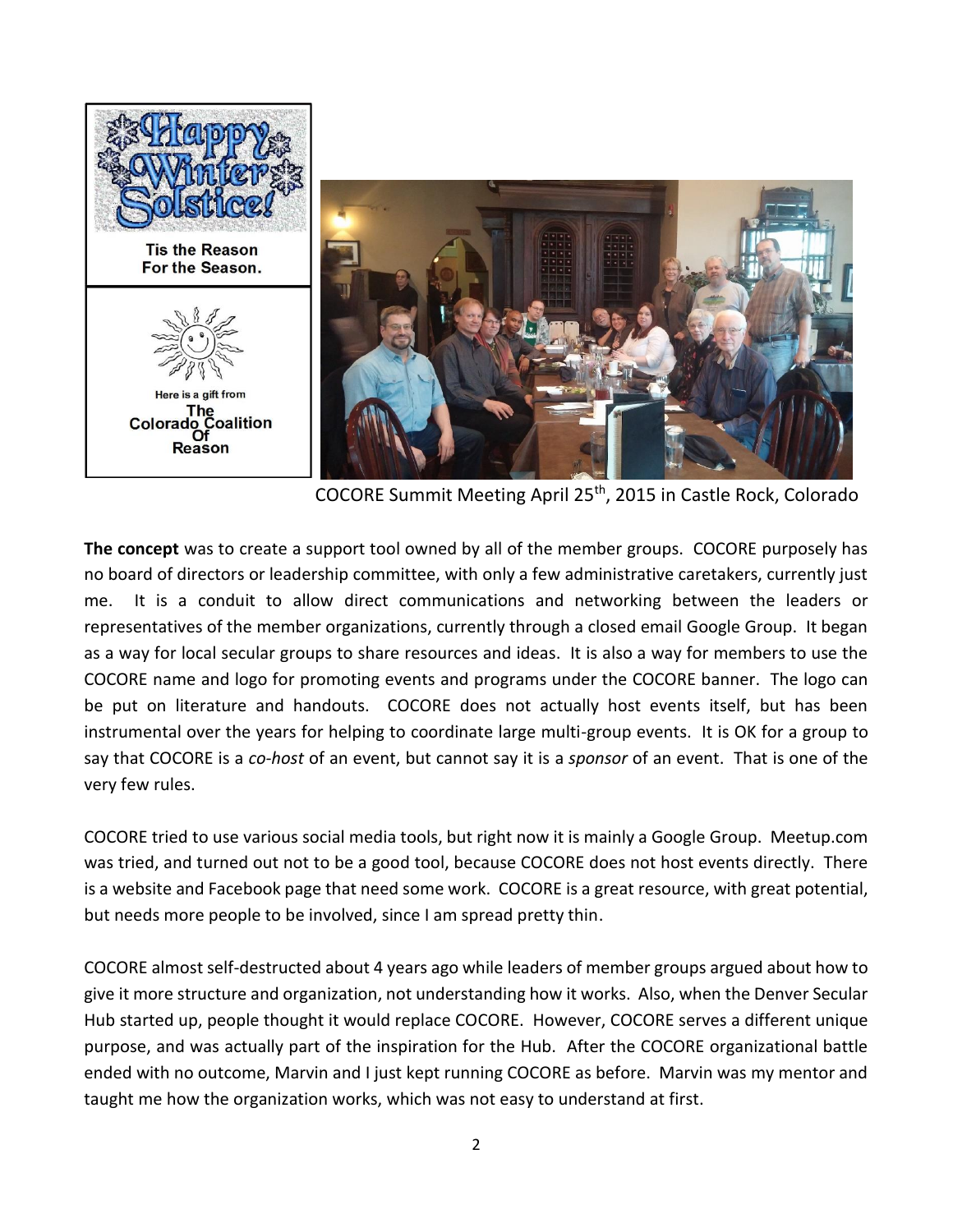Tis the Reason
For the Season.

Here is a gift from
The
Colorado Coalition
Of
Reason

COCORE Summit Meeting April 25th, 2015 in Castle Rock, Colorado

**The concept** was to create a support tool owned by all of the member groups. COCORE purposely has no board of directors or leadership committee, with only a few administrative caretakers, currently just me. It is a conduit to allow direct communications and networking between the leaders or representatives of the member organizations, currently through a closed email Google Group. It began as a way for local secular groups to share resources and ideas. It is also a way for members to use the COCORE name and logo for promoting events and programs under the COCORE banner. The logo can be put on literature and handouts. COCORE does not actually host events itself, but has been instrumental over the years for helping to coordinate large multi-group events. It is OK for a group to say that COCORE is a *co-host* of an event, but cannot say it is a *sponsor* of an event. That is one of the very few rules.

COCORE tried to use various social media tools, but right now it is mainly a Google Group. Meetup.com was tried, and turned out not to be a good tool, because COCORE does not host events directly. There is a website and Facebook page that need some work. COCORE is a great resource, with great potential, but needs more people to be involved, since I am spread pretty thin.

COCORE almost self-destructed about 4 years ago while leaders of member groups argued about how to give it more structure and organization, not understanding how it works. Also, when the Denver Secular Hub started up, people thought it would replace COCORE. However, COCORE serves a different unique purpose, and was actually part of the inspiration for the Hub. After the COCORE organizational battle ended with no outcome, Marvin and I just kept running COCORE as before. Marvin was my mentor and taught me how the organization works, which was not easy to understand at first.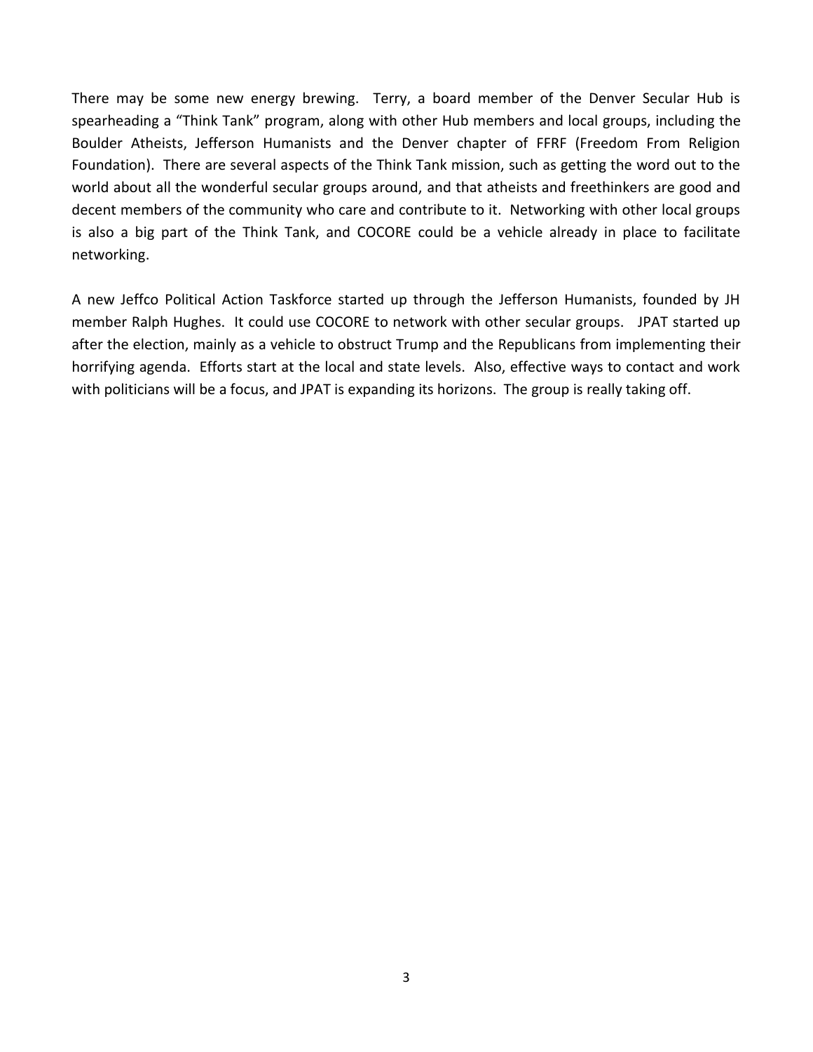There may be some new energy brewing. Terry, a board member of the Denver Secular Hub is spearheading a "Think Tank" program, along with other Hub members and local groups, including the Boulder Atheists, Jefferson Humanists and the Denver chapter of FFRF (Freedom From Religion Foundation). There are several aspects of the Think Tank mission, such as getting the word out to the world about all the wonderful secular groups around, and that atheists and freethinkers are good and decent members of the community who care and contribute to it. Networking with other local groups is also a big part of the Think Tank, and COCORE could be a vehicle already in place to facilitate networking.

A new Jeffco Political Action Taskforce started up through the Jefferson Humanists, founded by JH member Ralph Hughes. It could use COCORE to network with other secular groups. JPAT started up after the election, mainly as a vehicle to obstruct Trump and the Republicans from implementing their horrifying agenda. Efforts start at the local and state levels. Also, effective ways to contact and work with politicians will be a focus, and JPAT is expanding its horizons. The group is really taking off.